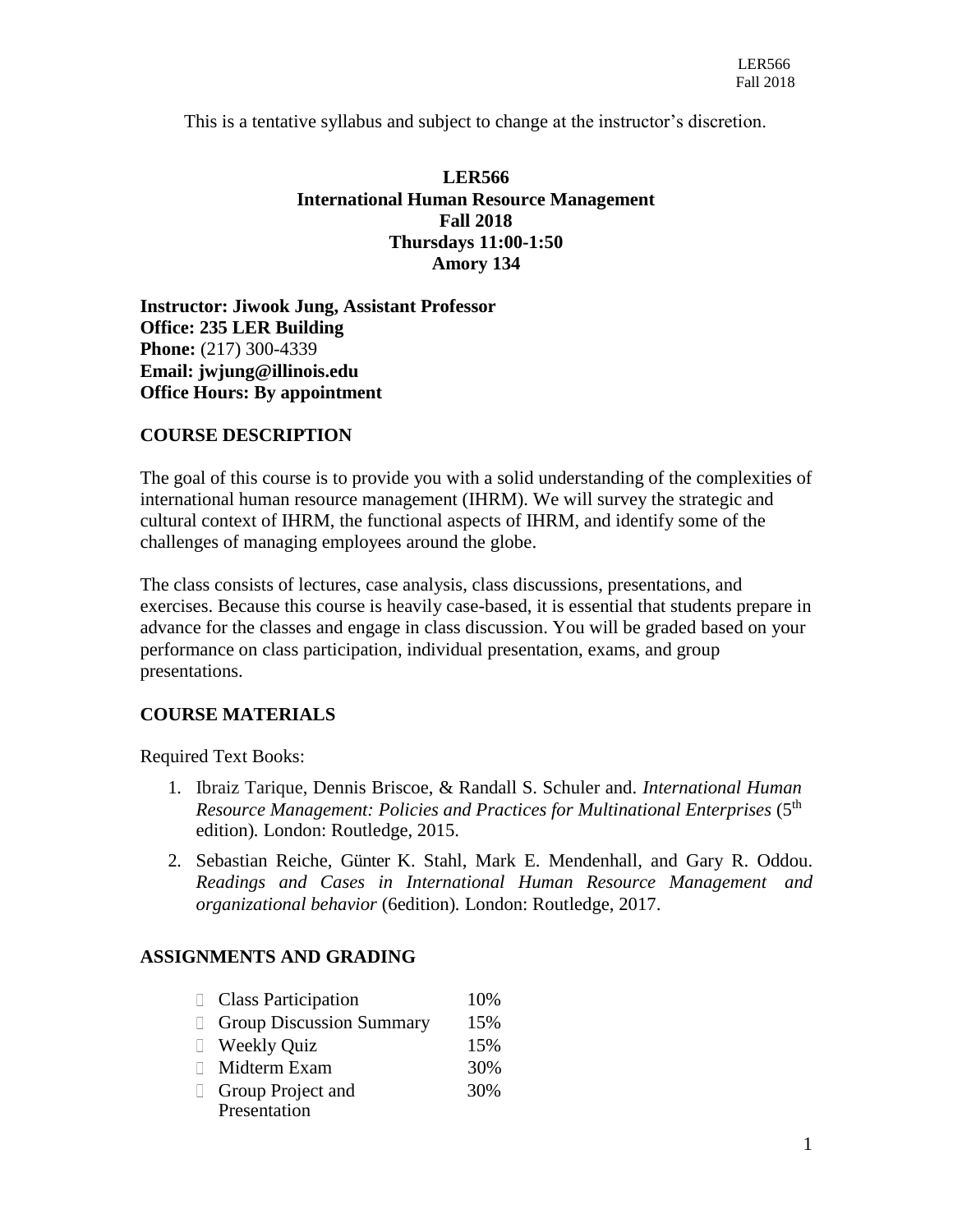This is a tentative syllabus and subject to change at the instructor's discretion.

# LER566
# International Human Resource Management
## Fall 2018
## Thursdays 11:00-1:50
## Amory 134

**Instructor: Jiwook Jung, Assistant Professor**
**Office: 235 LER Building**
**Phone:** (217) 300-4339
**Email: jwjung@illinois.edu**
**Office Hours: By appointment**

## COURSE DESCRIPTION

The goal of this course is to provide you with a solid understanding of the complexities of international human resource management (IHRM). We will survey the strategic and cultural context of IHRM, the functional aspects of IHRM, and identify some of the challenges of managing employees around the globe.

The class consists of lectures, case analysis, class discussions, presentations, and exercises. Because this course is heavily case-based, it is essential that students prepare in advance for the classes and engage in class discussion. You will be graded based on your performance on class participation, individual presentation, exams, and group presentations.

## COURSE MATERIALS

Required Text Books:

1. Ibraiz Tarique, Dennis Briscoe, & Randall S. Schuler and. *International Human Resource Management: Policies and Practices for Multinational Enterprises* (5th edition). London: Routledge, 2015.
2. Sebastian Reiche, Günter K. Stahl, Mark E. Mendenhall, and Gary R. Oddou. *Readings and Cases in International Human Resource Management and organizational behavior* (6edition). London: Routledge, 2017.

## ASSIGNMENTS AND GRADING

| | |
|---|---|
| Class Participation | 10% |
| Group Discussion Summary | 15% |
| Weekly Quiz | 15% |
| Midterm Exam | 30% |
| Group Project and Presentation | 30% |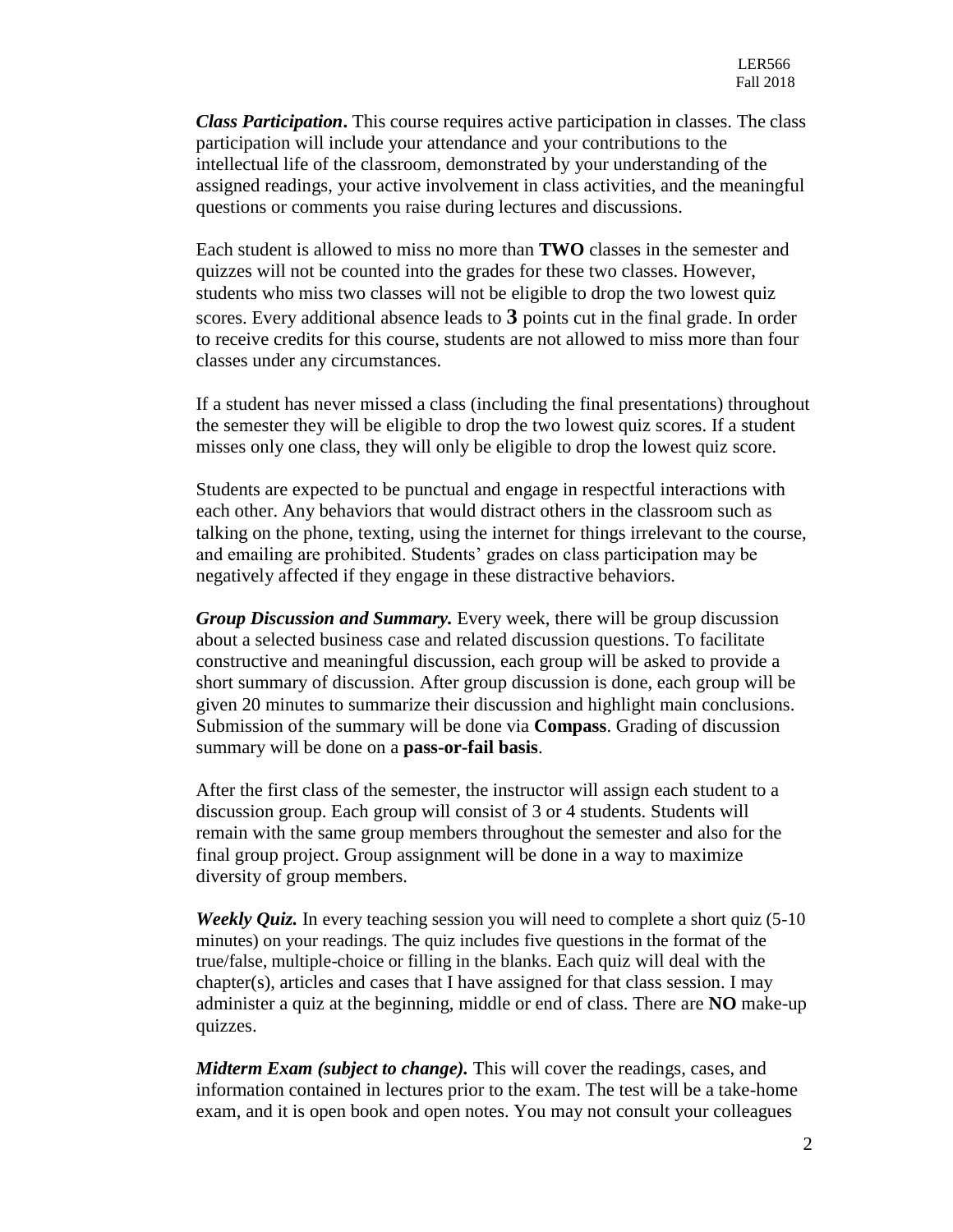***Class Participation*.** This course requires active participation in classes. The class participation will include your attendance and your contributions to the intellectual life of the classroom, demonstrated by your understanding of the assigned readings, your active involvement in class activities, and the meaningful questions or comments you raise during lectures and discussions.

Each student is allowed to miss no more than **TWO** classes in the semester and quizzes will not be counted into the grades for these two classes. However, students who miss two classes will not be eligible to drop the two lowest quiz scores. Every additional absence leads to **3** points cut in the final grade. In order to receive credits for this course, students are not allowed to miss more than four classes under any circumstances.

If a student has never missed a class (including the final presentations) throughout the semester they will be eligible to drop the two lowest quiz scores. If a student misses only one class, they will only be eligible to drop the lowest quiz score.

Students are expected to be punctual and engage in respectful interactions with each other. Any behaviors that would distract others in the classroom such as talking on the phone, texting, using the internet for things irrelevant to the course, and emailing are prohibited. Students' grades on class participation may be negatively affected if they engage in these distractive behaviors.

***Group Discussion and Summary.*** Every week, there will be group discussion about a selected business case and related discussion questions. To facilitate constructive and meaningful discussion, each group will be asked to provide a short summary of discussion. After group discussion is done, each group will be given 20 minutes to summarize their discussion and highlight main conclusions. Submission of the summary will be done via **Compass**. Grading of discussion summary will be done on a **pass-or-fail basis**.

After the first class of the semester, the instructor will assign each student to a discussion group. Each group will consist of 3 or 4 students. Students will remain with the same group members throughout the semester and also for the final group project. Group assignment will be done in a way to maximize diversity of group members.

***Weekly Quiz.*** In every teaching session you will need to complete a short quiz (5-10 minutes) on your readings. The quiz includes five questions in the format of the true/false, multiple-choice or filling in the blanks. Each quiz will deal with the chapter(s), articles and cases that I have assigned for that class session. I may administer a quiz at the beginning, middle or end of class. There are **NO** make-up quizzes.

***Midterm Exam (subject to change).*** This will cover the readings, cases, and information contained in lectures prior to the exam. The test will be a take-home exam, and it is open book and open notes. You may not consult your colleagues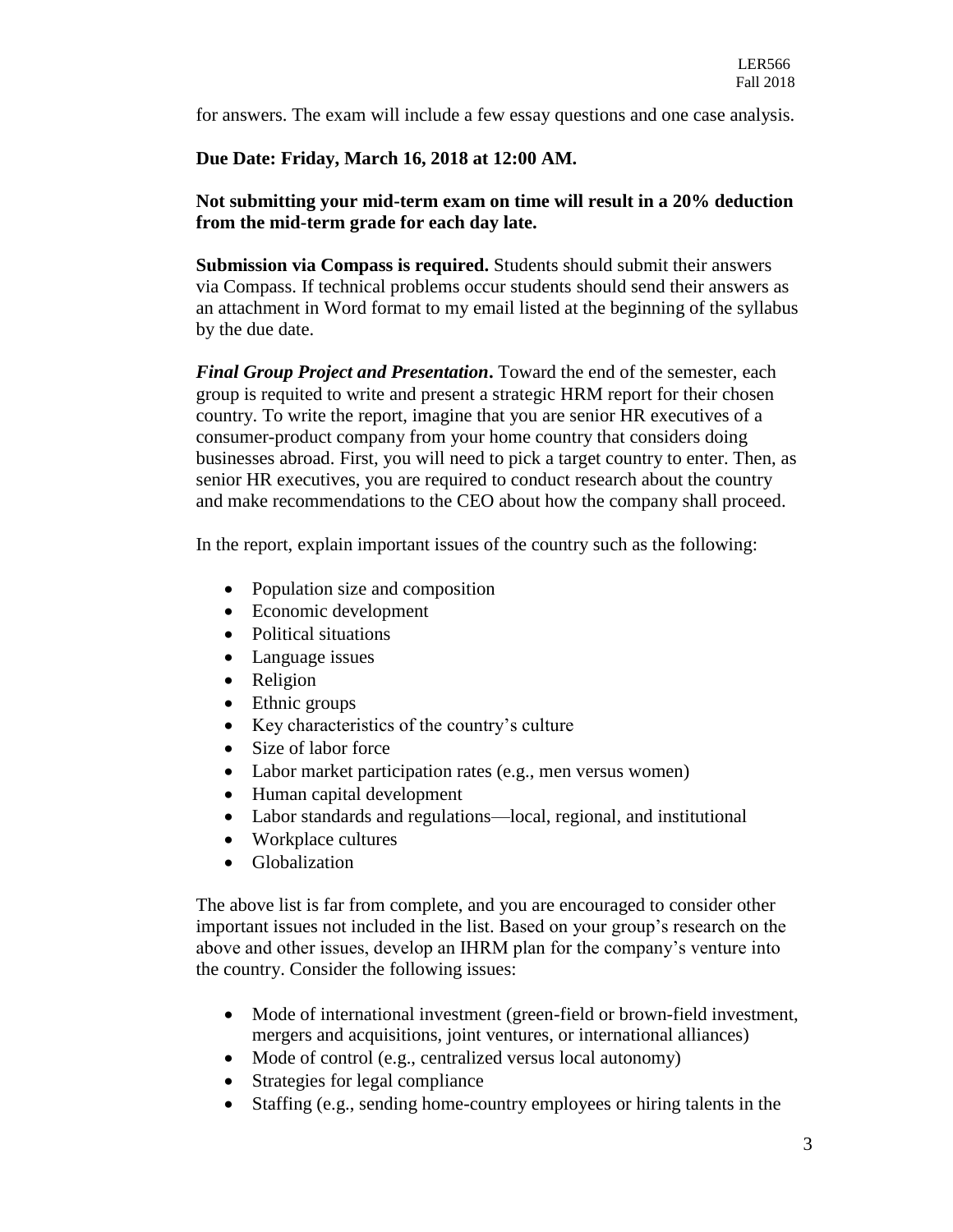for answers. The exam will include a few essay questions and one case analysis.

**Due Date: Friday, March 16, 2018 at 12:00 AM.**

**Not submitting your mid-term exam on time will result in a 20% deduction from the mid-term grade for each day late.**

**Submission via Compass is required.** Students should submit their answers via Compass. If technical problems occur students should send their answers as an attachment in Word format to my email listed at the beginning of the syllabus by the due date.

***Final Group Project and Presentation*.** Toward the end of the semester, each group is requited to write and present a strategic HRM report for their chosen country. To write the report, imagine that you are senior HR executives of a consumer-product company from your home country that considers doing businesses abroad. First, you will need to pick a target country to enter. Then, as senior HR executives, you are required to conduct research about the country and make recommendations to the CEO about how the company shall proceed.

In the report, explain important issues of the country such as the following:

- Population size and composition
- Economic development
- Political situations
- Language issues
- Religion
- Ethnic groups
- Key characteristics of the country's culture
- Size of labor force
- Labor market participation rates (e.g., men versus women)
- Human capital development
- Labor standards and regulations—local, regional, and institutional
- Workplace cultures
- Globalization

The above list is far from complete, and you are encouraged to consider other important issues not included in the list. Based on your group's research on the above and other issues, develop an IHRM plan for the company's venture into the country. Consider the following issues:

- Mode of international investment (green-field or brown-field investment, mergers and acquisitions, joint ventures, or international alliances)
- Mode of control (e.g., centralized versus local autonomy)
- Strategies for legal compliance
- Staffing (e.g., sending home-country employees or hiring talents in the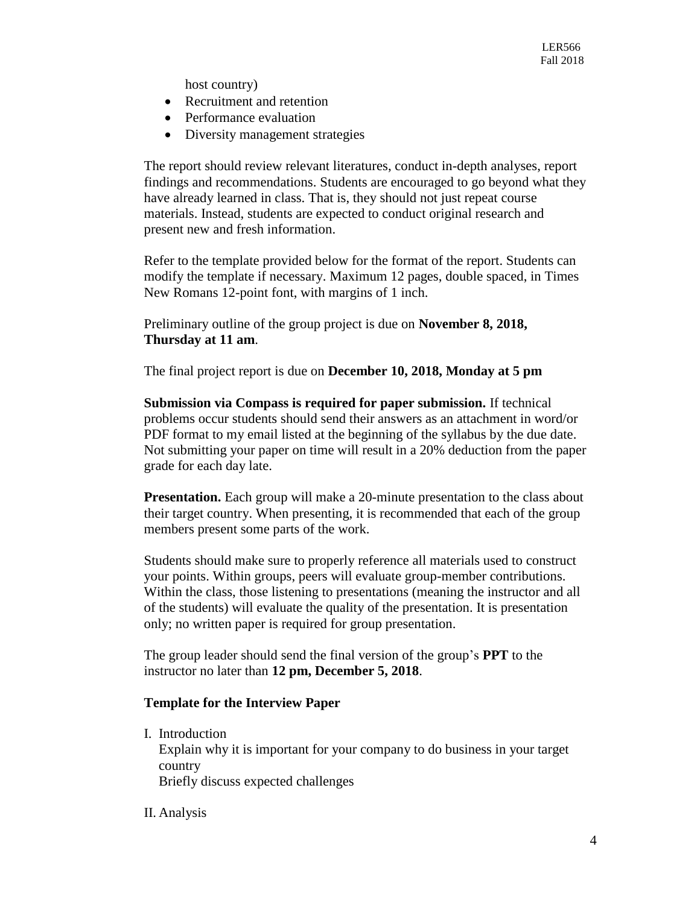host country)

- Recruitment and retention
- Performance evaluation
- Diversity management strategies

The report should review relevant literatures, conduct in-depth analyses, report findings and recommendations. Students are encouraged to go beyond what they have already learned in class. That is, they should not just repeat course materials. Instead, students are expected to conduct original research and present new and fresh information.

Refer to the template provided below for the format of the report. Students can modify the template if necessary. Maximum 12 pages, double spaced, in Times New Romans 12-point font, with margins of 1 inch.

Preliminary outline of the group project is due on **November 8, 2018, Thursday at 11 am**.

The final project report is due on **December 10, 2018, Monday at 5 pm**

**Submission via Compass is required for paper submission.** If technical problems occur students should send their answers as an attachment in word/or PDF format to my email listed at the beginning of the syllabus by the due date. Not submitting your paper on time will result in a 20% deduction from the paper grade for each day late.

**Presentation.** Each group will make a 20-minute presentation to the class about their target country. When presenting, it is recommended that each of the group members present some parts of the work.

Students should make sure to properly reference all materials used to construct your points. Within groups, peers will evaluate group-member contributions. Within the class, those listening to presentations (meaning the instructor and all of the students) will evaluate the quality of the presentation. It is presentation only; no written paper is required for group presentation.

The group leader should send the final version of the group's **PPT** to the instructor no later than **12 pm, December 5, 2018**.

### Template for the Interview Paper

I. Introduction

Explain why it is important for your company to do business in your target country

Briefly discuss expected challenges

II. Analysis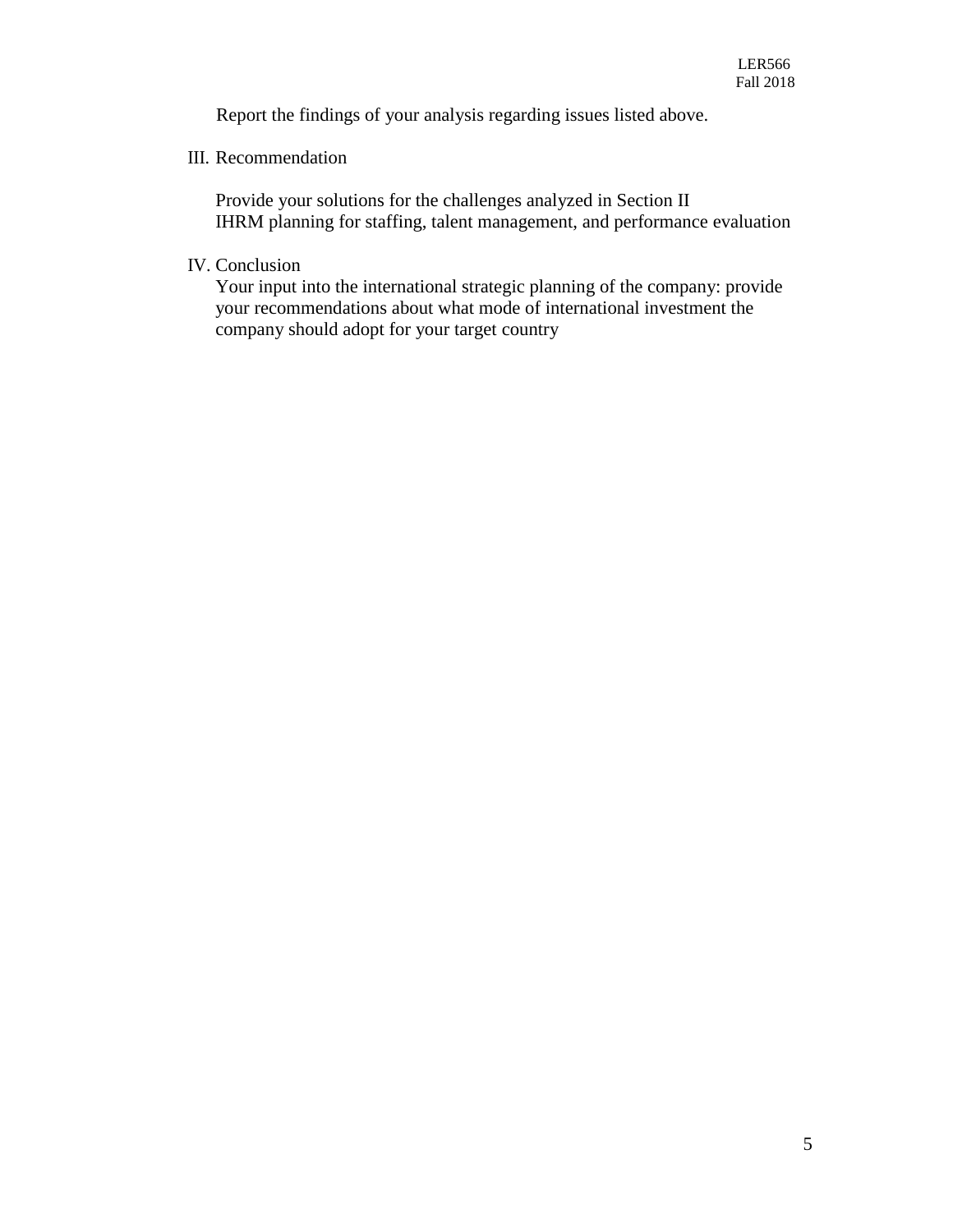Report the findings of your analysis regarding issues listed above.

III. Recommendation

Provide your solutions for the challenges analyzed in Section II
IHRM planning for staffing, talent management, and performance evaluation

IV. Conclusion

Your input into the international strategic planning of the company: provide your recommendations about what mode of international investment the company should adopt for your target country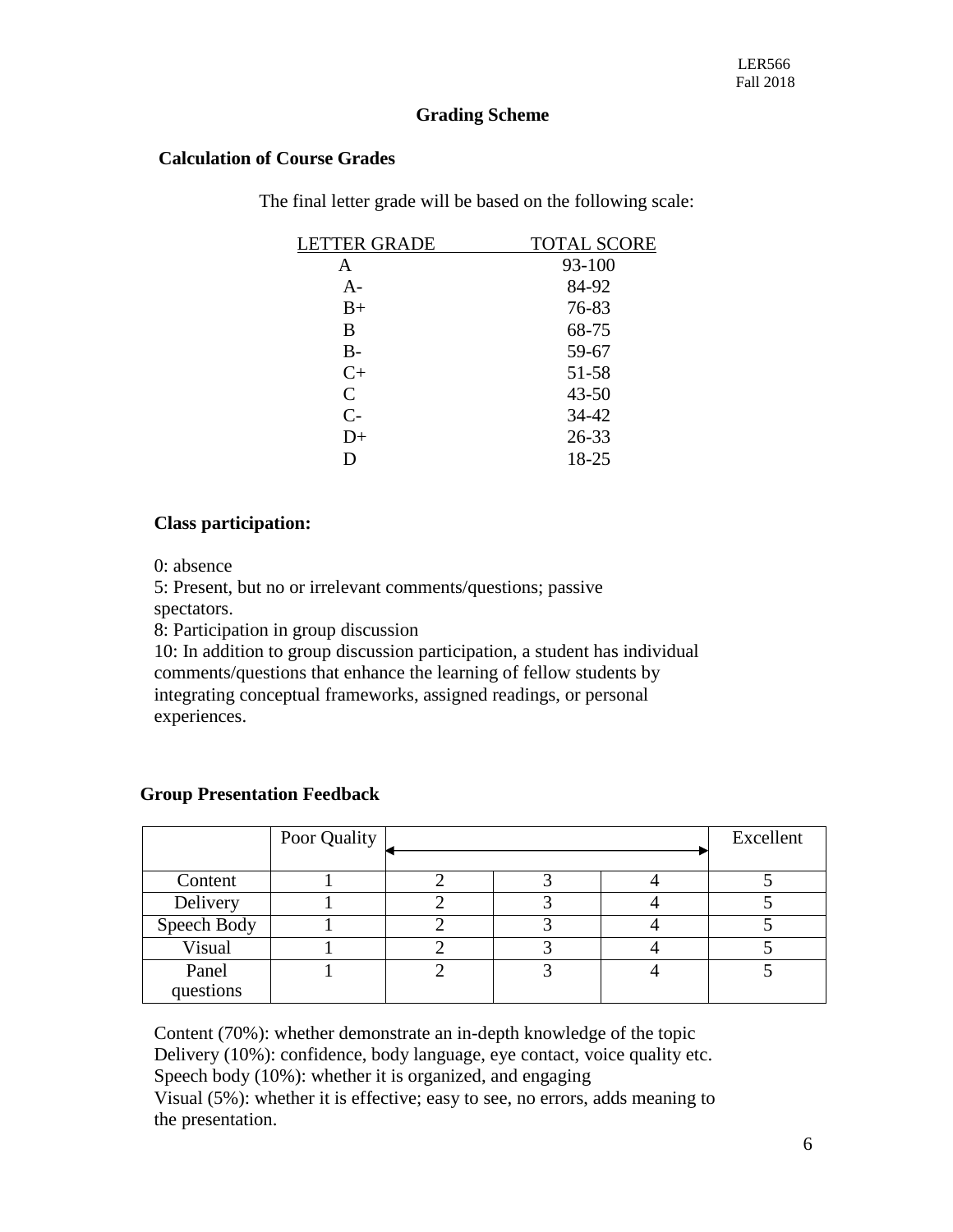## Grading Scheme

### Calculation of Course Grades

The final letter grade will be based on the following scale:

| LETTER GRADE | TOTAL SCORE |
|---|---|
| A | 93-100 |
| A- | 84-92 |
| B+ | 76-83 |
| B | 68-75 |
| B- | 59-67 |
| C+ | 51-58 |
| C | 43-50 |
| C- | 34-42 |
| D+ | 26-33 |
| D | 18-25 |

### Class participation:

0: absence
5: Present, but no or irrelevant comments/questions; passive spectators.
8: Participation in group discussion
10: In addition to group discussion participation, a student has individual comments/questions that enhance the learning of fellow students by integrating conceptual frameworks, assigned readings, or personal experiences.

### Group Presentation Feedback

| | Poor Quality | ← | → | | Excellent |
|---|---|---|---|---|---|
| Content | 1 | 2 | 3 | 4 | 5 |
| Delivery | 1 | 2 | 3 | 4 | 5 |
| Speech Body | 1 | 2 | 3 | 4 | 5 |
| Visual | 1 | 2 | 3 | 4 | 5 |
| Panel questions | 1 | 2 | 3 | 4 | 5 |

Content (70%): whether demonstrate an in-depth knowledge of the topic
Delivery (10%): confidence, body language, eye contact, voice quality etc.
Speech body (10%): whether it is organized, and engaging
Visual (5%): whether it is effective; easy to see, no errors, adds meaning to the presentation.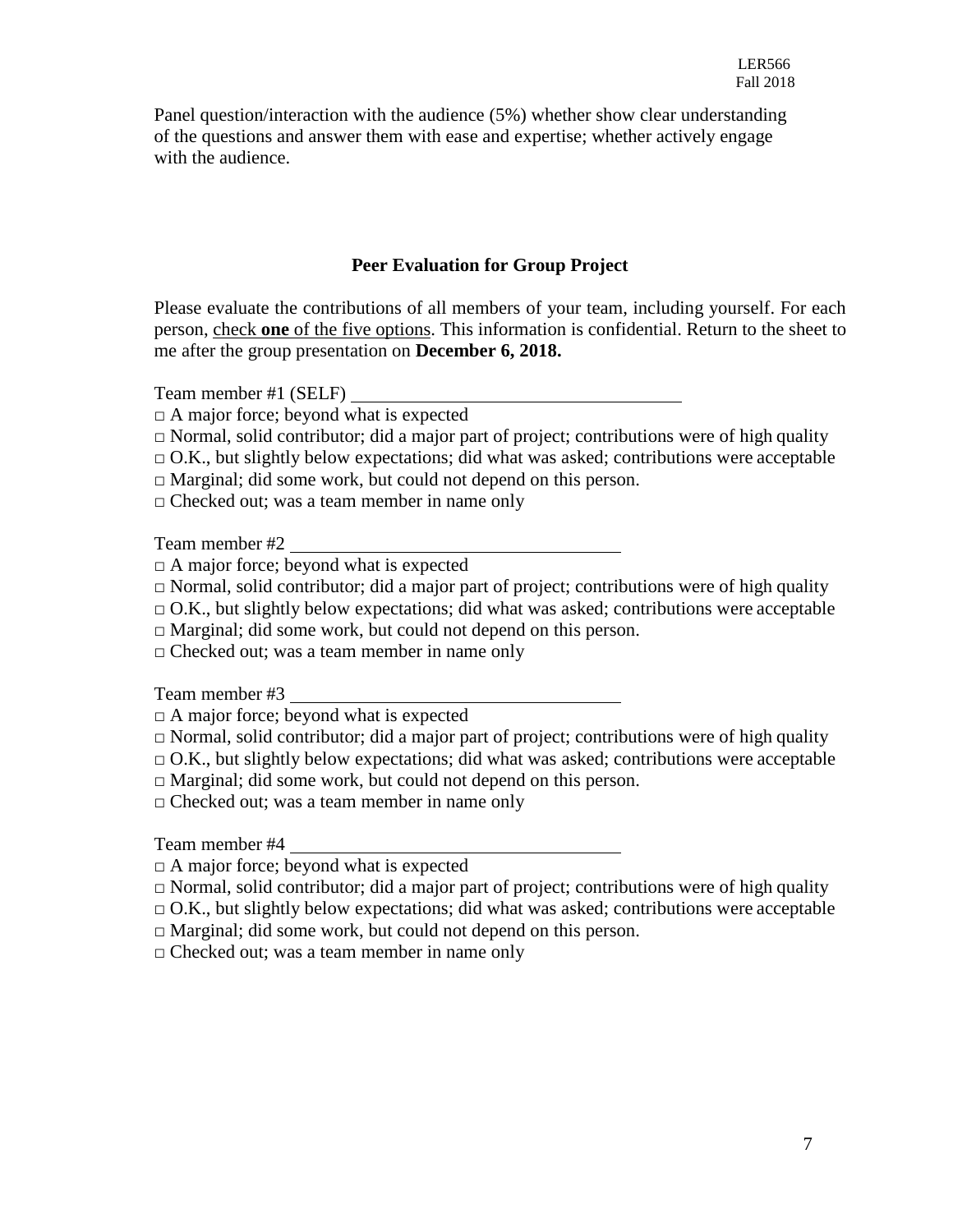Panel question/interaction with the audience (5%) whether show clear understanding of the questions and answer them with ease and expertise; whether actively engage with the audience.

### Peer Evaluation for Group Project

Please evaluate the contributions of all members of your team, including yourself. For each person, <u>check **one** of the five options</u>. This information is confidential. Return to the sheet to me after the group presentation on **December 6, 2018.**

Team member #1 (SELF) ____________________________________

□ A major force; beyond what is expected
□ Normal, solid contributor; did a major part of project; contributions were of high quality
□ O.K., but slightly below expectations; did what was asked; contributions were acceptable
□ Marginal; did some work, but could not depend on this person.
□ Checked out; was a team member in name only

Team member #2 ____________________________________

□ A major force; beyond what is expected
□ Normal, solid contributor; did a major part of project; contributions were of high quality
□ O.K., but slightly below expectations; did what was asked; contributions were acceptable
□ Marginal; did some work, but could not depend on this person.
□ Checked out; was a team member in name only

Team member #3 ____________________________________

□ A major force; beyond what is expected
□ Normal, solid contributor; did a major part of project; contributions were of high quality
□ O.K., but slightly below expectations; did what was asked; contributions were acceptable
□ Marginal; did some work, but could not depend on this person.
□ Checked out; was a team member in name only

Team member #4 ____________________________________

□ A major force; beyond what is expected
□ Normal, solid contributor; did a major part of project; contributions were of high quality
□ O.K., but slightly below expectations; did what was asked; contributions were acceptable
□ Marginal; did some work, but could not depend on this person.
□ Checked out; was a team member in name only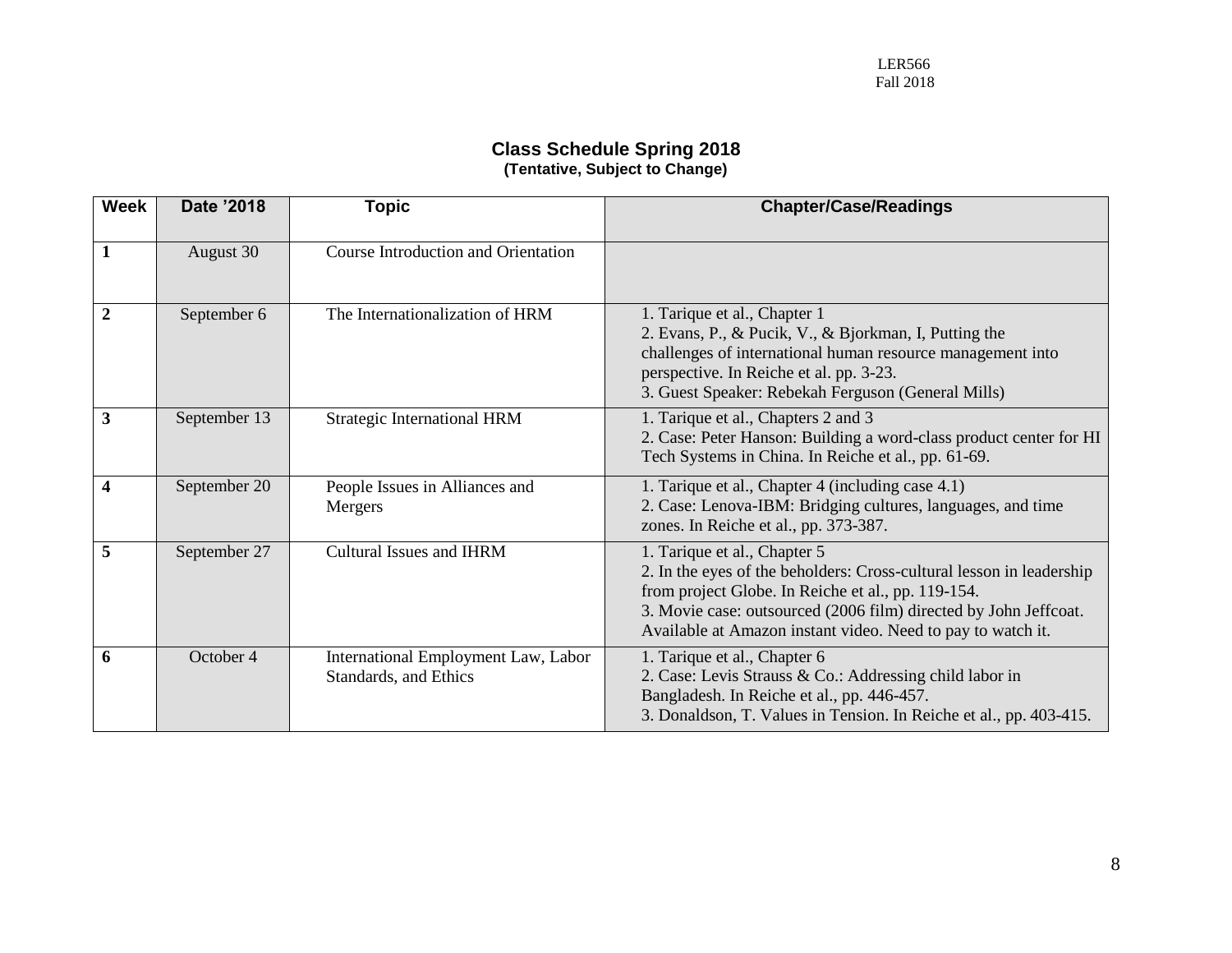## Class Schedule Spring 2018

**(Tentative, Subject to Change)**

| Week | Date '2018 | Topic | Chapter/Case/Readings |
|---|---|---|---|
| **1** | August 30 | Course Introduction and Orientation | |
| **2** | September 6 | The Internationalization of HRM | 1. Tarique et al., Chapter 1<br>2. Evans, P., & Pucik, V., & Bjorkman, I, Putting the challenges of international human resource management into perspective. In Reiche et al. pp. 3-23.<br>3. Guest Speaker: Rebekah Ferguson (General Mills) |
| **3** | September 13 | Strategic International HRM | 1. Tarique et al., Chapters 2 and 3<br>2. Case: Peter Hanson: Building a word-class product center for HI Tech Systems in China. In Reiche et al., pp. 61-69. |
| **4** | September 20 | People Issues in Alliances and Mergers | 1. Tarique et al., Chapter 4 (including case 4.1)<br>2. Case: Lenova-IBM: Bridging cultures, languages, and time zones. In Reiche et al., pp. 373-387. |
| **5** | September 27 | Cultural Issues and IHRM | 1. Tarique et al., Chapter 5<br>2. In the eyes of the beholders: Cross-cultural lesson in leadership from project Globe. In Reiche et al., pp. 119-154.<br>3. Movie case: outsourced (2006 film) directed by John Jeffcoat. Available at Amazon instant video. Need to pay to watch it. |
| **6** | October 4 | International Employment Law, Labor Standards, and Ethics | 1. Tarique et al., Chapter 6<br>2. Case: Levis Strauss & Co.: Addressing child labor in Bangladesh. In Reiche et al., pp. 446-457.<br>3. Donaldson, T. Values in Tension. In Reiche et al., pp. 403-415. |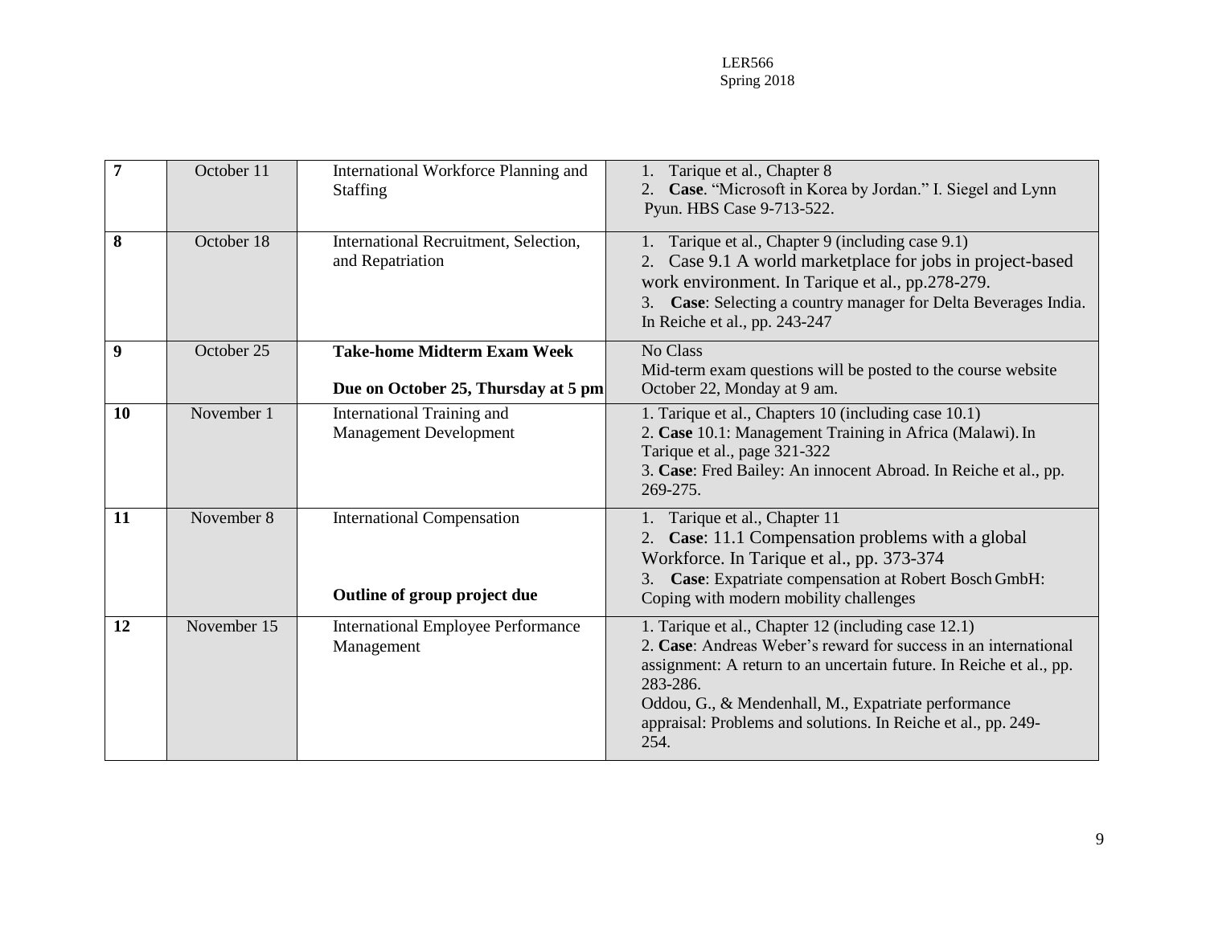| 7 | October 11 | International Workforce Planning and Staffing | 1. Tarique et al., Chapter 8<br>2. **Case**. "Microsoft in Korea by Jordan." I. Siegel and Lynn Pyun. HBS Case 9-713-522. |
|---|---|---|---|
| 8 | October 18 | International Recruitment, Selection, and Repatriation | 1. Tarique et al., Chapter 9 (including case 9.1)<br>2. Case 9.1 A world marketplace for jobs in project-based work environment. In Tarique et al., pp.278-279.<br>3. **Case**: Selecting a country manager for Delta Beverages India. In Reiche et al., pp. 243-247 |
| 9 | October 25 | **Take-home Midterm Exam Week**<br><br>**Due on October 25, Thursday at 5 pm** | No Class<br>Mid-term exam questions will be posted to the course website October 22, Monday at 9 am. |
| 10 | November 1 | International Training and Management Development | 1. Tarique et al., Chapters 10 (including case 10.1)<br>2. **Case** 10.1: Management Training in Africa (Malawi). In Tarique et al., page 321-322<br>3. **Case**: Fred Bailey: An innocent Abroad. In Reiche et al., pp. 269-275. |
| 11 | November 8 | International Compensation<br><br>**Outline of group project due** | 1. Tarique et al., Chapter 11<br>2. **Case**: 11.1 Compensation problems with a global Workforce. In Tarique et al., pp. 373-374<br>3. **Case**: Expatriate compensation at Robert Bosch GmbH: Coping with modern mobility challenges |
| 12 | November 15 | International Employee Performance Management | 1. Tarique et al., Chapter 12 (including case 12.1)<br>2. **Case**: Andreas Weber's reward for success in an international assignment: A return to an uncertain future. In Reiche et al., pp. 283-286.<br>Oddou, G., & Mendenhall, M., Expatriate performance appraisal: Problems and solutions. In Reiche et al., pp. 249-254. |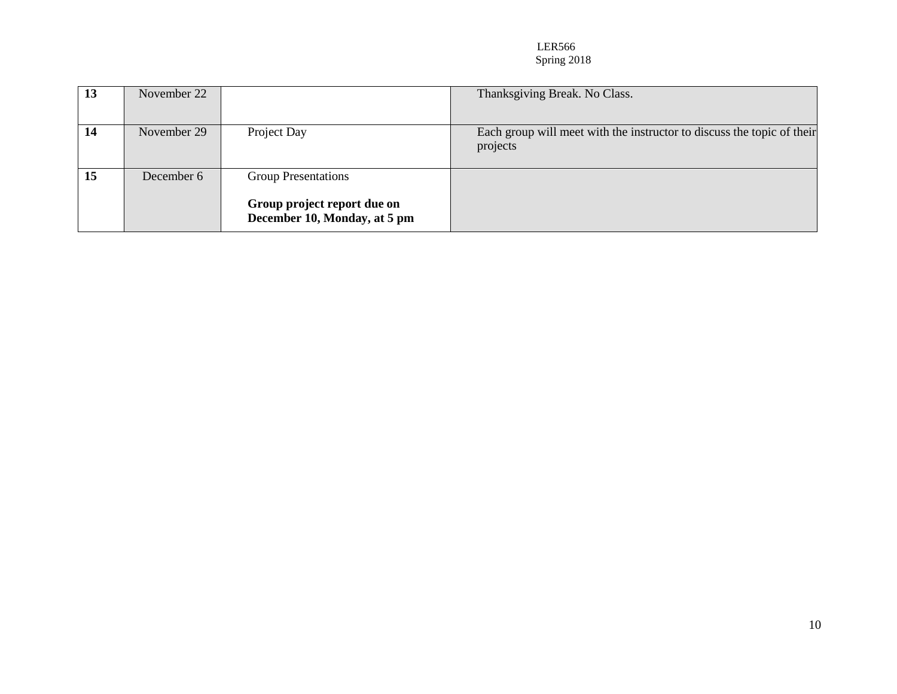| | | | |
|---|---|---|---|
| **13** | November 22 | | Thanksgiving Break. No Class. |
| **14** | November 29 | Project Day | Each group will meet with the instructor to discuss the topic of their projects |
| **15** | December 6 | Group Presentations<br><br>**Group project report due on December 10, Monday, at 5 pm** | |